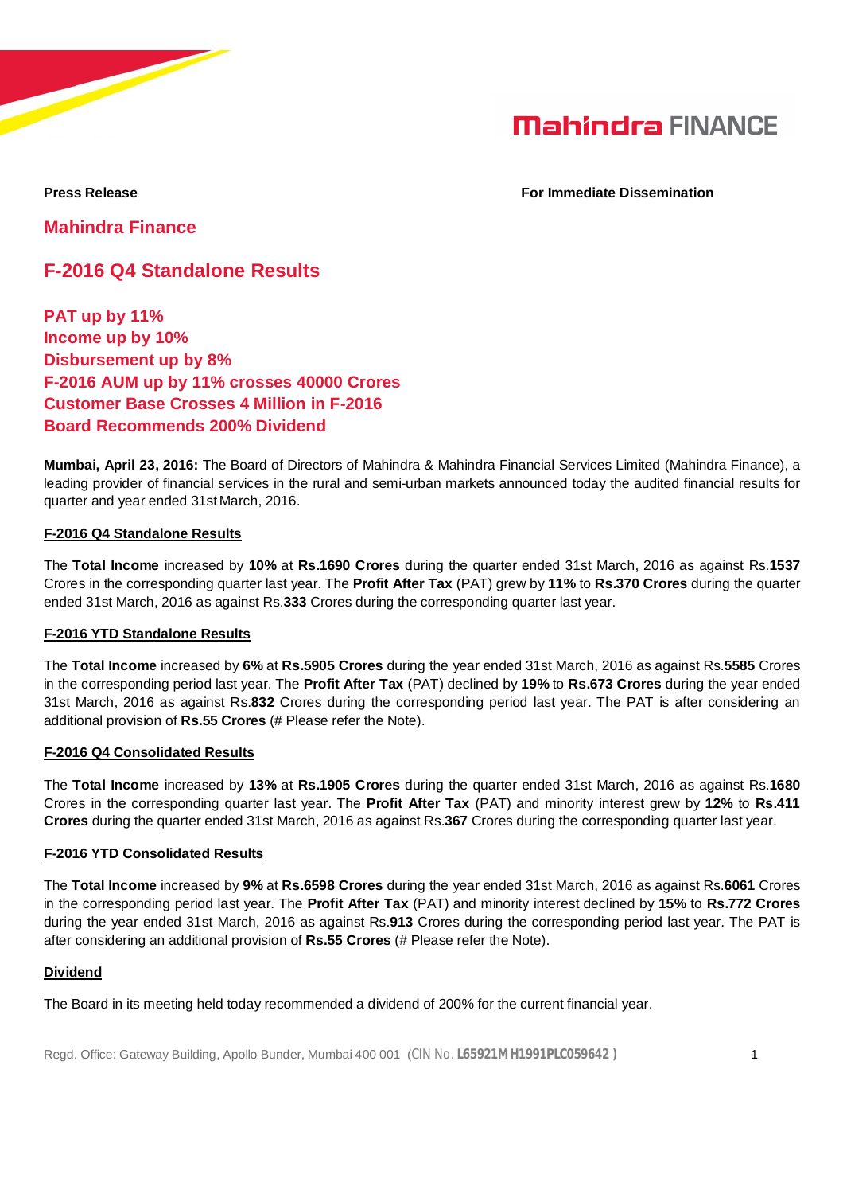**Press Release** **For Immediate Dissemination**

# Mahindra Finance

## F-2016 Q4 Standalone Results

**PAT up by 11%**
**Income up by 10%**
**Disbursement up by 8%**
**F-2016 AUM up by 11% crosses 40000 Crores**
**Customer Base Crosses 4 Million in F-2016**
**Board Recommends 200% Dividend**

**Mumbai, April 23, 2016:** The Board of Directors of Mahindra & Mahindra Financial Services Limited (Mahindra Finance), a leading provider of financial services in the rural and semi-urban markets announced today the audited financial results for quarter and year ended 31st March, 2016.

### F-2016 Q4 Standalone Results

The **Total Income** increased by **10%** at **Rs.1690 Crores** during the quarter ended 31st March, 2016 as against Rs.**1537** Crores in the corresponding quarter last year. The **Profit After Tax** (PAT) grew by **11%** to **Rs.370 Crores** during the quarter ended 31st March, 2016 as against Rs.**333** Crores during the corresponding quarter last year.

### F-2016 YTD Standalone Results

The **Total Income** increased by **6%** at **Rs.5905 Crores** during the year ended 31st March, 2016 as against Rs.**5585** Crores in the corresponding period last year. The **Profit After Tax** (PAT) declined by **19%** to **Rs.673 Crores** during the year ended 31st March, 2016 as against Rs.**832** Crores during the corresponding period last year. The PAT is after considering an additional provision of **Rs.55 Crores** (# Please refer the Note).

### F-2016 Q4 Consolidated Results

The **Total Income** increased by **13%** at **Rs.1905 Crores** during the quarter ended 31st March, 2016 as against Rs.**1680** Crores in the corresponding quarter last year. The **Profit After Tax** (PAT) and minority interest grew by **12%** to **Rs.411 Crores** during the quarter ended 31st March, 2016 as against Rs.**367** Crores during the corresponding quarter last year.

### F-2016 YTD Consolidated Results

The **Total Income** increased by **9%** at **Rs.6598 Crores** during the year ended 31st March, 2016 as against Rs.**6061** Crores in the corresponding period last year. The **Profit After Tax** (PAT) and minority interest declined by **15%** to **Rs.772 Crores** during the year ended 31st March, 2016 as against Rs.**913** Crores during the corresponding period last year. The PAT is after considering an additional provision of **Rs.55 Crores** (# Please refer the Note).

### Dividend

The Board in its meeting held today recommended a dividend of 200% for the current financial year.

Regd. Office: Gateway Building, Apollo Bunder, Mumbai 400 001 (CIN No. **L65921MH1991PLC059642**)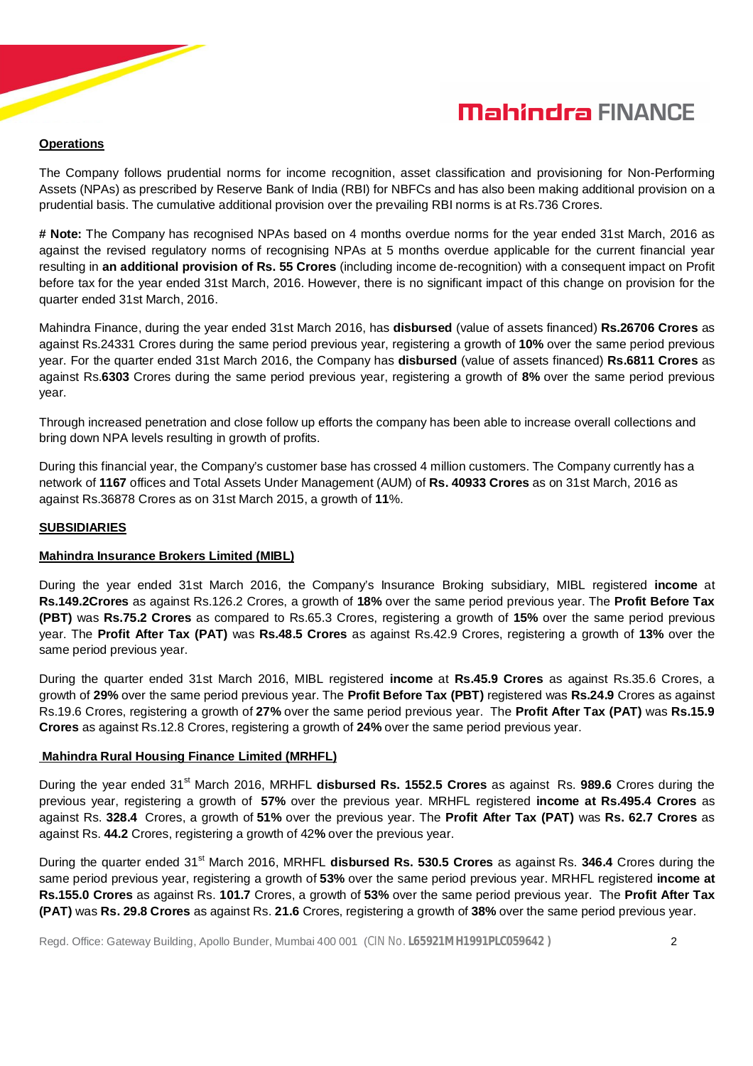## Operations

The Company follows prudential norms for income recognition, asset classification and provisioning for Non-Performing Assets (NPAs) as prescribed by Reserve Bank of India (RBI) for NBFCs and has also been making additional provision on a prudential basis. The cumulative additional provision over the prevailing RBI norms is at Rs.736 Crores.

**# Note:** The Company has recognised NPAs based on 4 months overdue norms for the year ended 31st March, 2016 as against the revised regulatory norms of recognising NPAs at 5 months overdue applicable for the current financial year resulting in **an additional provision of Rs. 55 Crores** (including income de-recognition) with a consequent impact on Profit before tax for the year ended 31st March, 2016. However, there is no significant impact of this change on provision for the quarter ended 31st March, 2016.

Mahindra Finance, during the year ended 31st March 2016, has **disbursed** (value of assets financed) **Rs.26706 Crores** as against Rs.24331 Crores during the same period previous year, registering a growth of **10%** over the same period previous year. For the quarter ended 31st March 2016, the Company has **disbursed** (value of assets financed) **Rs.6811 Crores** as against Rs.**6303** Crores during the same period previous year, registering a growth of **8%** over the same period previous year.

Through increased penetration and close follow up efforts the company has been able to increase overall collections and bring down NPA levels resulting in growth of profits.

During this financial year, the Company's customer base has crossed 4 million customers. The Company currently has a network of **1167** offices and Total Assets Under Management (AUM) of **Rs. 40933 Crores** as on 31st March, 2016 as against Rs.36878 Crores as on 31st March 2015, a growth of **11**%.

## SUBSIDIARIES

### Mahindra Insurance Brokers Limited (MIBL)

During the year ended 31st March 2016, the Company's Insurance Broking subsidiary, MIBL registered **income** at **Rs.149.2Crores** as against Rs.126.2 Crores, a growth of **18%** over the same period previous year. The **Profit Before Tax (PBT)** was **Rs.75.2 Crores** as compared to Rs.65.3 Crores, registering a growth of **15%** over the same period previous year. The **Profit After Tax (PAT)** was **Rs.48.5 Crores** as against Rs.42.9 Crores, registering a growth of **13%** over the same period previous year.

During the quarter ended 31st March 2016, MIBL registered **income** at **Rs.45.9 Crores** as against Rs.35.6 Crores, a growth of **29%** over the same period previous year. The **Profit Before Tax (PBT)** registered was **Rs.24.9** Crores as against Rs.19.6 Crores, registering a growth of **27%** over the same period previous year. The **Profit After Tax (PAT)** was **Rs.15.9 Crores** as against Rs.12.8 Crores, registering a growth of **24%** over the same period previous year.

### Mahindra Rural Housing Finance Limited (MRHFL)

During the year ended 31st March 2016, MRHFL **disbursed Rs. 1552.5 Crores** as against Rs. **989.6** Crores during the previous year, registering a growth of **57%** over the previous year. MRHFL registered **income at Rs.495.4 Crores** as against Rs. **328.4** Crores, a growth of **51%** over the previous year. The **Profit After Tax (PAT)** was **Rs. 62.7 Crores** as against Rs. **44.2** Crores, registering a growth of 42**%** over the previous year.

During the quarter ended 31st March 2016, MRHFL **disbursed Rs. 530.5 Crores** as against Rs. **346.4** Crores during the same period previous year, registering a growth of **53%** over the same period previous year. MRHFL registered **income at Rs.155.0 Crores** as against Rs. **101.7** Crores, a growth of **53%** over the same period previous year. The **Profit After Tax (PAT)** was **Rs. 29.8 Crores** as against Rs. **21.6** Crores, registering a growth of **38%** over the same period previous year.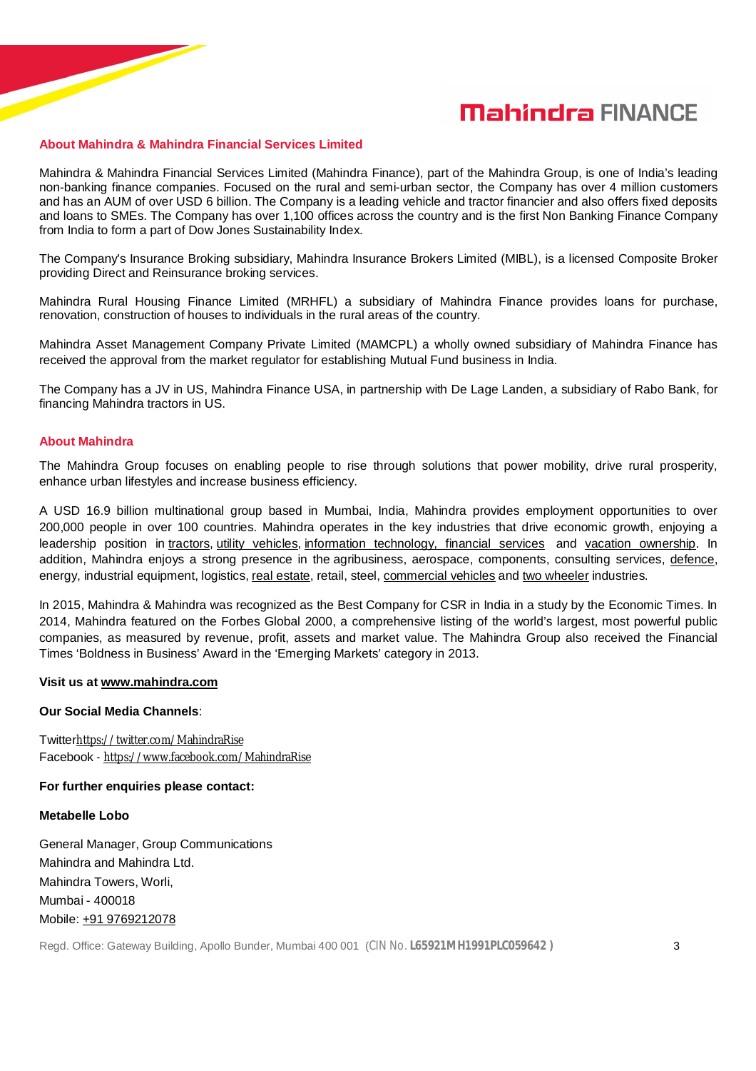## About Mahindra & Mahindra Financial Services Limited

Mahindra & Mahindra Financial Services Limited (Mahindra Finance), part of the Mahindra Group, is one of India's leading non-banking finance companies. Focused on the rural and semi-urban sector, the Company has over 4 million customers and has an AUM of over USD 6 billion. The Company is a leading vehicle and tractor financier and also offers fixed deposits and loans to SMEs. The Company has over 1,100 offices across the country and is the first Non Banking Finance Company from India to form a part of Dow Jones Sustainability Index.

The Company's Insurance Broking subsidiary, Mahindra Insurance Brokers Limited (MIBL), is a licensed Composite Broker providing Direct and Reinsurance broking services.

Mahindra Rural Housing Finance Limited (MRHFL) a subsidiary of Mahindra Finance provides loans for purchase, renovation, construction of houses to individuals in the rural areas of the country.

Mahindra Asset Management Company Private Limited (MAMCPL) a wholly owned subsidiary of Mahindra Finance has received the approval from the market regulator for establishing Mutual Fund business in India.

The Company has a JV in US, Mahindra Finance USA, in partnership with De Lage Landen, a subsidiary of Rabo Bank, for financing Mahindra tractors in US.

## About Mahindra

The Mahindra Group focuses on enabling people to rise through solutions that power mobility, drive rural prosperity, enhance urban lifestyles and increase business efficiency.

A USD 16.9 billion multinational group based in Mumbai, India, Mahindra provides employment opportunities to over 200,000 people in over 100 countries. Mahindra operates in the key industries that drive economic growth, enjoying a leadership position in tractors, utility vehicles, information technology, financial services and vacation ownership. In addition, Mahindra enjoys a strong presence in the agribusiness, aerospace, components, consulting services, defence, energy, industrial equipment, logistics, real estate, retail, steel, commercial vehicles and two wheeler industries.

In 2015, Mahindra & Mahindra was recognized as the Best Company for CSR in India in a study by the Economic Times. In 2014, Mahindra featured on the Forbes Global 2000, a comprehensive listing of the world's largest, most powerful public companies, as measured by revenue, profit, assets and market value. The Mahindra Group also received the Financial Times 'Boldness in Business' Award in the 'Emerging Markets' category in 2013.

**Visit us at www.mahindra.com**

**Our Social Media Channels**:

Twitterhttps://twitter.com/MahindraRise
Facebook - https://www.facebook.com/MahindraRise

**For further enquiries please contact:**

**Metabelle Lobo**

General Manager, Group Communications
Mahindra and Mahindra Ltd.
Mahindra Towers, Worli,
Mumbai - 400018
Mobile: +91 9769212078

Regd. Office: Gateway Building, Apollo Bunder, Mumbai 400 001 (CIN No. **L65921MH1991PLC059642**)